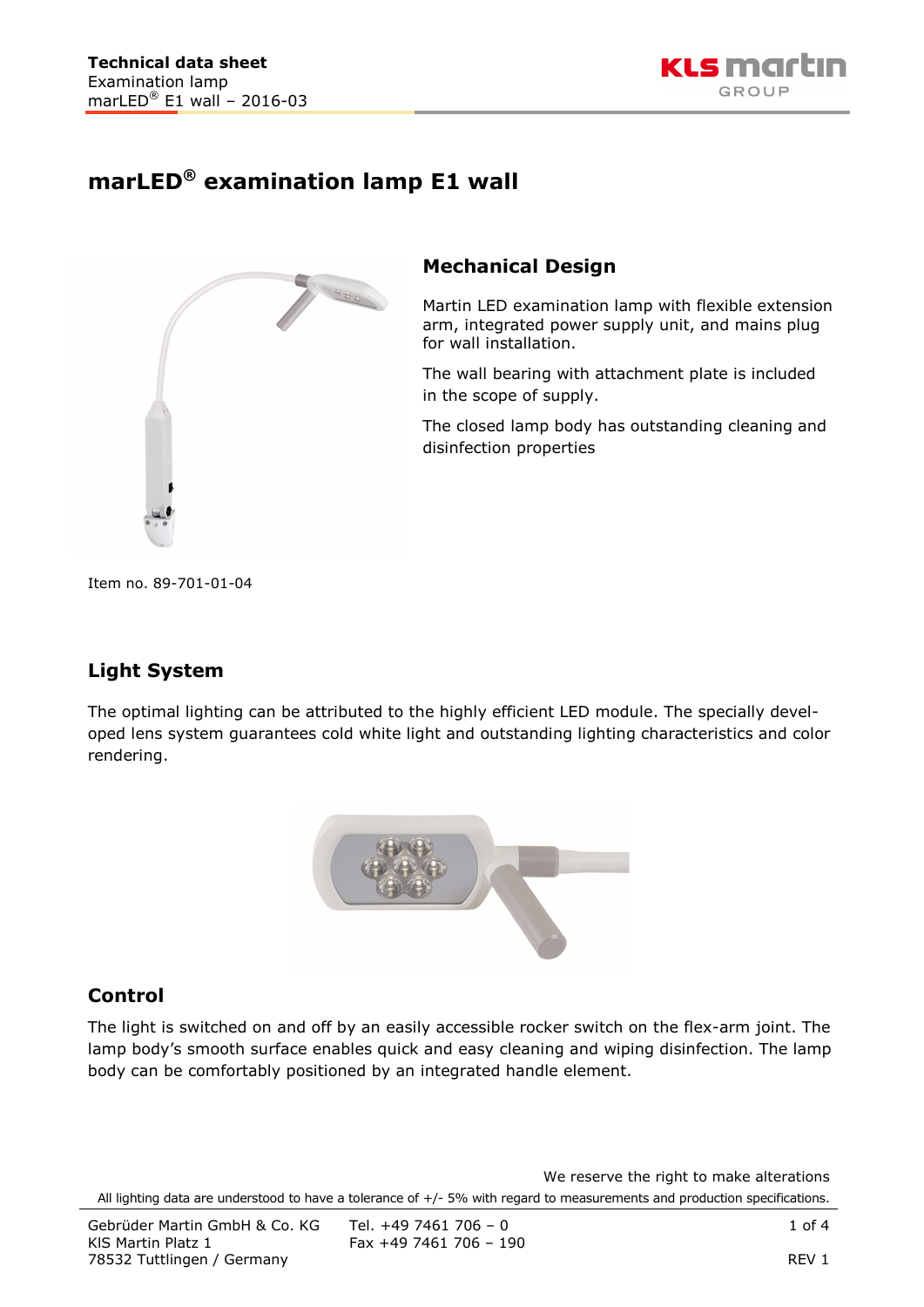# marLED® examination lamp E1 wall

## Mechanical Design

Martin LED examination lamp with flexible extension arm, integrated power supply unit, and mains plug for wall installation.

The wall bearing with attachment plate is included in the scope of supply.

The closed lamp body has outstanding cleaning and disinfection properties

Item no. 89-701-01-04

## Light System

The optimal lighting can be attributed to the highly efficient LED module. The specially developed lens system guarantees cold white light and outstanding lighting characteristics and color rendering.

## Control

The light is switched on and off by an easily accessible rocker switch on the flex-arm joint. The lamp body's smooth surface enables quick and easy cleaning and wiping disinfection. The lamp body can be comfortably positioned by an integrated handle element.

We reserve the right to make alterations

All lighting data are understood to have a tolerance of +/- 5% with regard to measurements and production specifications.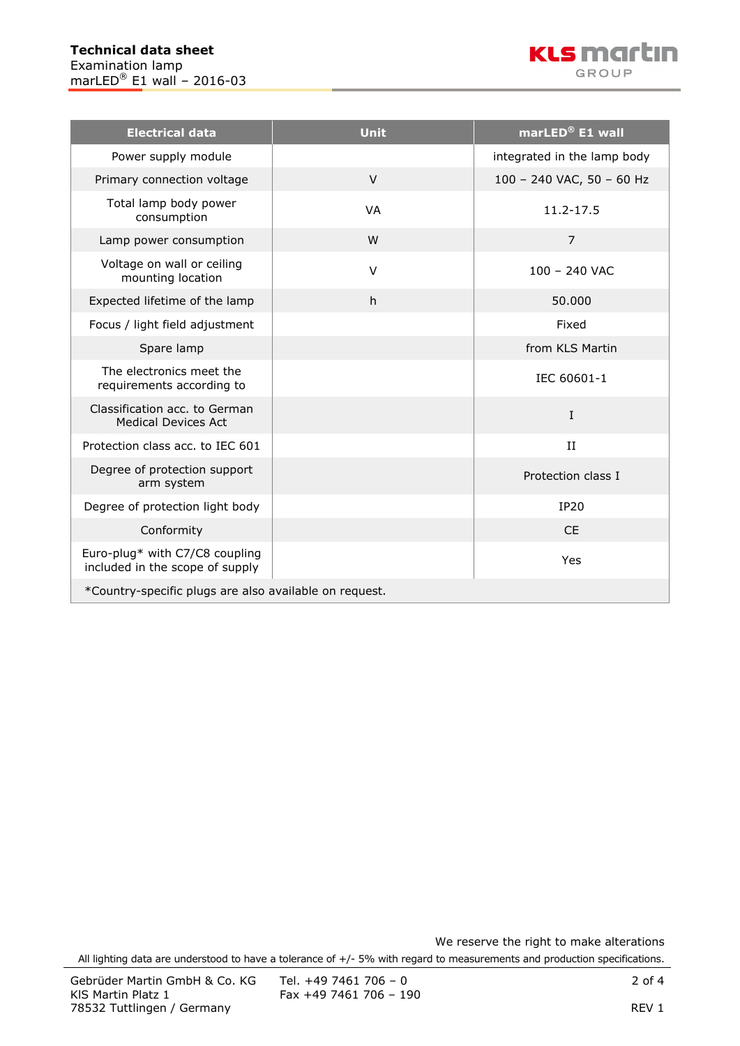| Electrical data | Unit | marLED® E1 wall |
|---|---|---|
| Power supply module | | integrated in the lamp body |
| Primary connection voltage | V | 100 – 240 VAC, 50 – 60 Hz |
| Total lamp body power consumption | VA | 11.2-17.5 |
| Lamp power consumption | W | 7 |
| Voltage on wall or ceiling mounting location | V | 100 – 240 VAC |
| Expected lifetime of the lamp | h | 50.000 |
| Focus / light field adjustment | | Fixed |
| Spare lamp | | from KLS Martin |
| The electronics meet the requirements according to | | IEC 60601-1 |
| Classification acc. to German Medical Devices Act | | I |
| Protection class acc. to IEC 601 | | II |
| Degree of protection support arm system | | Protection class I |
| Degree of protection light body | | IP20 |
| Conformity | | CE |
| Euro-plug* with C7/C8 coupling included in the scope of supply | | Yes |
| *Country-specific plugs are also available on request. | | |

We reserve the right to make alterations

All lighting data are understood to have a tolerance of +/- 5% with regard to measurements and production specifications.

Gebrüder Martin GmbH & Co. KG
KlS Martin Platz 1
78532 Tuttlingen / Germany

Tel. +49 7461 706 – 0
Fax +49 7461 706 – 190

REV 1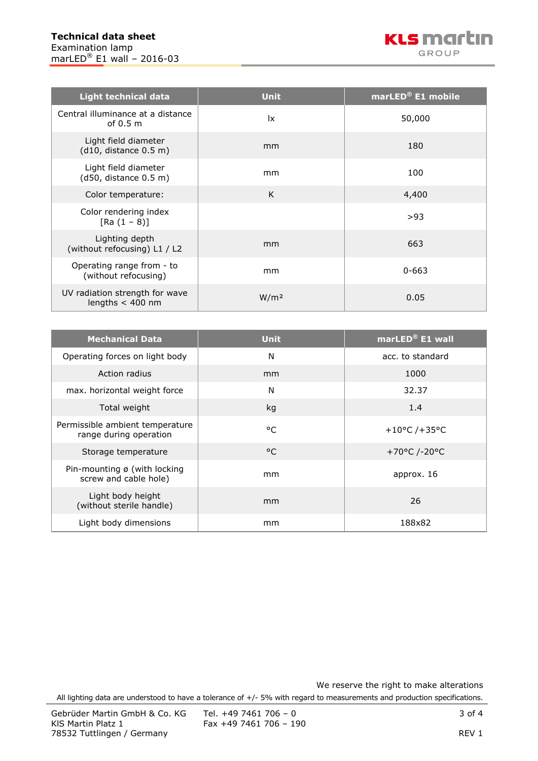| Light technical data | Unit | marLED® E1 mobile |
|---|---|---|
| Central illuminance at a distance of 0.5 m | lx | 50,000 |
| Light field diameter (d10, distance 0.5 m) | mm | 180 |
| Light field diameter (d50, distance 0.5 m) | mm | 100 |
| Color temperature: | K | 4,400 |
| Color rendering index [Ra (1 – 8)] | | >93 |
| Lighting depth (without refocusing) L1 / L2 | mm | 663 |
| Operating range from - to (without refocusing) | mm | 0-663 |
| UV radiation strength for wave lengths < 400 nm | W/m² | 0.05 |

| Mechanical Data | Unit | marLED® E1 wall |
|---|---|---|
| Operating forces on light body | N | acc. to standard |
| Action radius | mm | 1000 |
| max. horizontal weight force | N | 32.37 |
| Total weight | kg | 1.4 |
| Permissible ambient temperature range during operation | °C | +10°C /+35°C |
| Storage temperature | °C | +70°C /-20°C |
| Pin-mounting ø (with locking screw and cable hole) | mm | approx. 16 |
| Light body height (without sterile handle) | mm | 26 |
| Light body dimensions | mm | 188x82 |

We reserve the right to make alterations

All lighting data are understood to have a tolerance of +/- 5% with regard to measurements and production specifications.

Gebrüder Martin GmbH & Co. KG
KlS Martin Platz 1
78532 Tuttlingen / Germany

Tel. +49 7461 706 – 0
Fax +49 7461 706 – 190

REV 1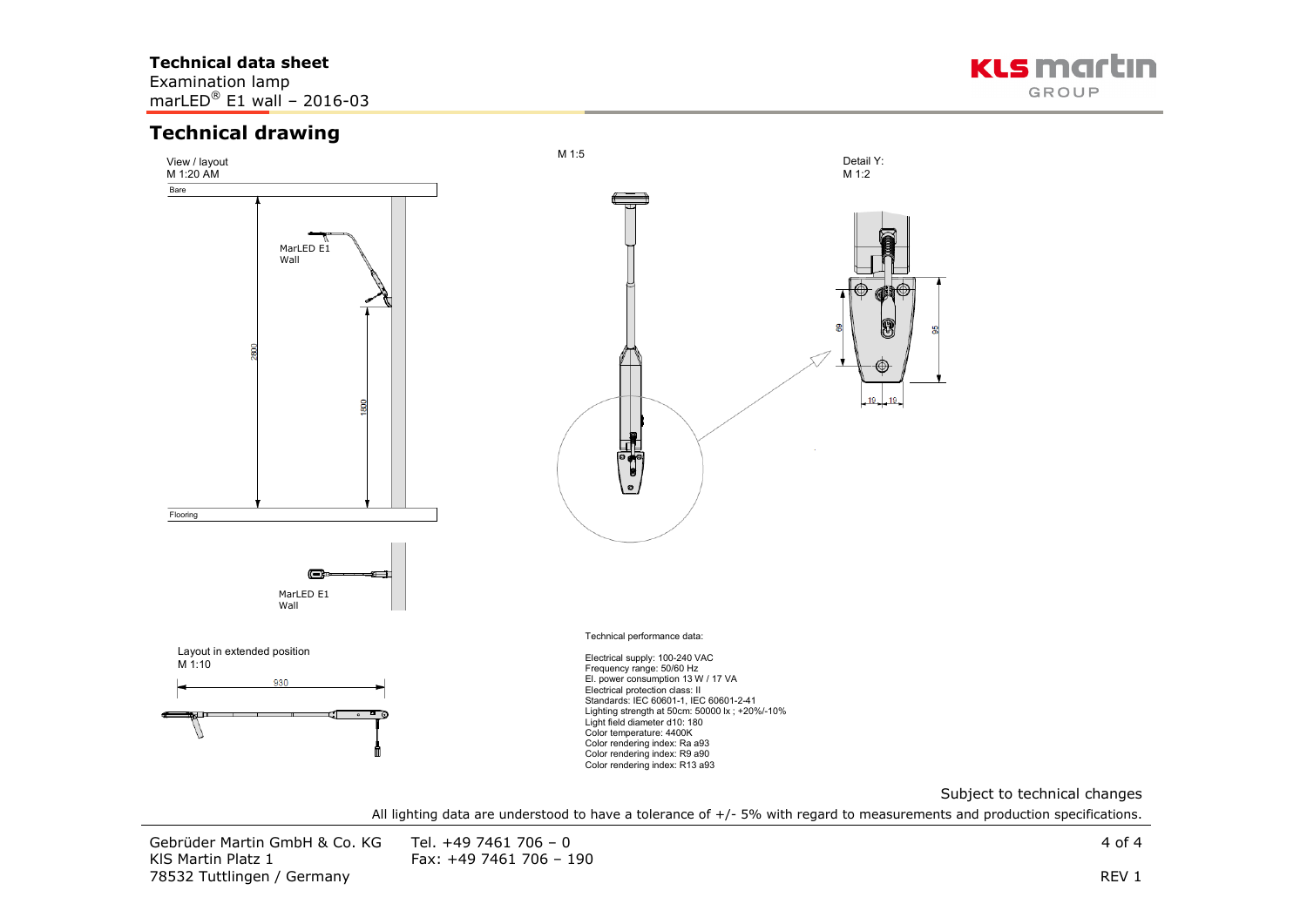## Technical drawing

View / layout
M 1:20 AM

Bare

MarLED E1
Wall

2800

1800

Flooring

MarLED E1
Wall

Layout in extended position
M 1:10

930

M 1:5

Detail Y:
M 1:2

69

95

19 19

Technical performance data:

Electrical supply: 100-240 VAC
Frequency range: 50/60 Hz
El. power consumption 13 W / 17 VA
Electrical protection class: II
Standards: IEC 60601-1, IEC 60601-2-41
Lighting strength at 50cm: 50000 lx ; +20%/-10%
Light field diameter d10: 180
Color temperature: 4400K
Color rendering index: Ra a93
Color rendering index: R9 a90
Color rendering index: R13 a93

Subject to technical changes

All lighting data are understood to have a tolerance of +/- 5% with regard to measurements and production specifications.

Gebrüder Martin GmbH & Co. KG
KlS Martin Platz 1
78532 Tuttlingen / Germany

Tel. +49 7461 706 – 0
Fax: +49 7461 706 – 190

REV 1